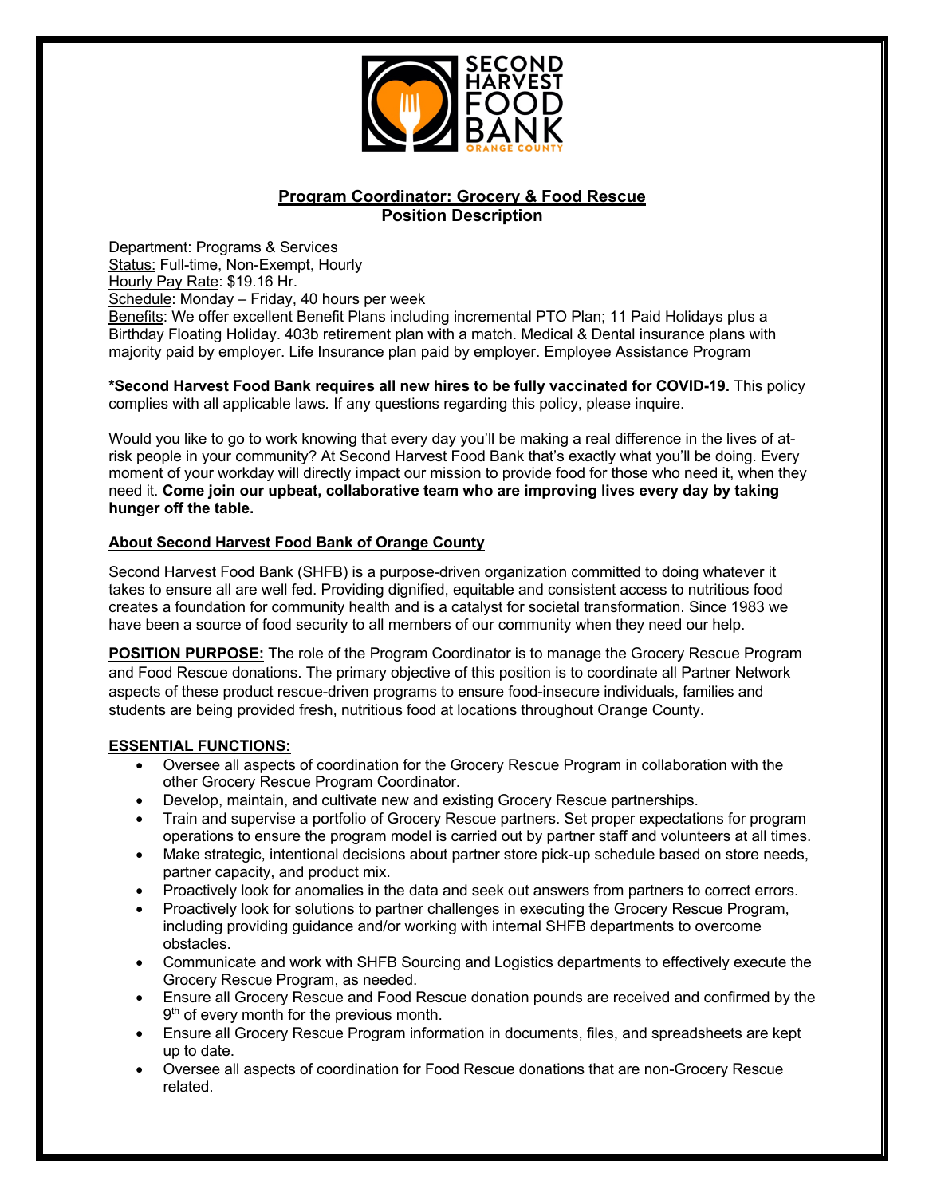# Program Coordinator: Grocery & Food Rescue
## Position Description

Department: Programs & Services
Status: Full-time, Non-Exempt, Hourly
Hourly Pay Rate: $19.16 Hr.
Schedule: Monday – Friday, 40 hours per week
Benefits: We offer excellent Benefit Plans including incremental PTO Plan; 11 Paid Holidays plus a Birthday Floating Holiday. 403b retirement plan with a match. Medical & Dental insurance plans with majority paid by employer. Life Insurance plan paid by employer. Employee Assistance Program

**\*Second Harvest Food Bank requires all new hires to be fully vaccinated for COVID-19.** This policy complies with all applicable laws. If any questions regarding this policy, please inquire.

Would you like to go to work knowing that every day you'll be making a real difference in the lives of at-risk people in your community? At Second Harvest Food Bank that's exactly what you'll be doing. Every moment of your workday will directly impact our mission to provide food for those who need it, when they need it. **Come join our upbeat, collaborative team who are improving lives every day by taking hunger off the table.**

### About Second Harvest Food Bank of Orange County

Second Harvest Food Bank (SHFB) is a purpose-driven organization committed to doing whatever it takes to ensure all are well fed. Providing dignified, equitable and consistent access to nutritious food creates a foundation for community health and is a catalyst for societal transformation. Since 1983 we have been a source of food security to all members of our community when they need our help.

**POSITION PURPOSE:** The role of the Program Coordinator is to manage the Grocery Rescue Program and Food Rescue donations. The primary objective of this position is to coordinate all Partner Network aspects of these product rescue-driven programs to ensure food-insecure individuals, families and students are being provided fresh, nutritious food at locations throughout Orange County.

### ESSENTIAL FUNCTIONS:

- Oversee all aspects of coordination for the Grocery Rescue Program in collaboration with the other Grocery Rescue Program Coordinator.
- Develop, maintain, and cultivate new and existing Grocery Rescue partnerships.
- Train and supervise a portfolio of Grocery Rescue partners. Set proper expectations for program operations to ensure the program model is carried out by partner staff and volunteers at all times.
- Make strategic, intentional decisions about partner store pick-up schedule based on store needs, partner capacity, and product mix.
- Proactively look for anomalies in the data and seek out answers from partners to correct errors.
- Proactively look for solutions to partner challenges in executing the Grocery Rescue Program, including providing guidance and/or working with internal SHFB departments to overcome obstacles.
- Communicate and work with SHFB Sourcing and Logistics departments to effectively execute the Grocery Rescue Program, as needed.
- Ensure all Grocery Rescue and Food Rescue donation pounds are received and confirmed by the 9th of every month for the previous month.
- Ensure all Grocery Rescue Program information in documents, files, and spreadsheets are kept up to date.
- Oversee all aspects of coordination for Food Rescue donations that are non-Grocery Rescue related.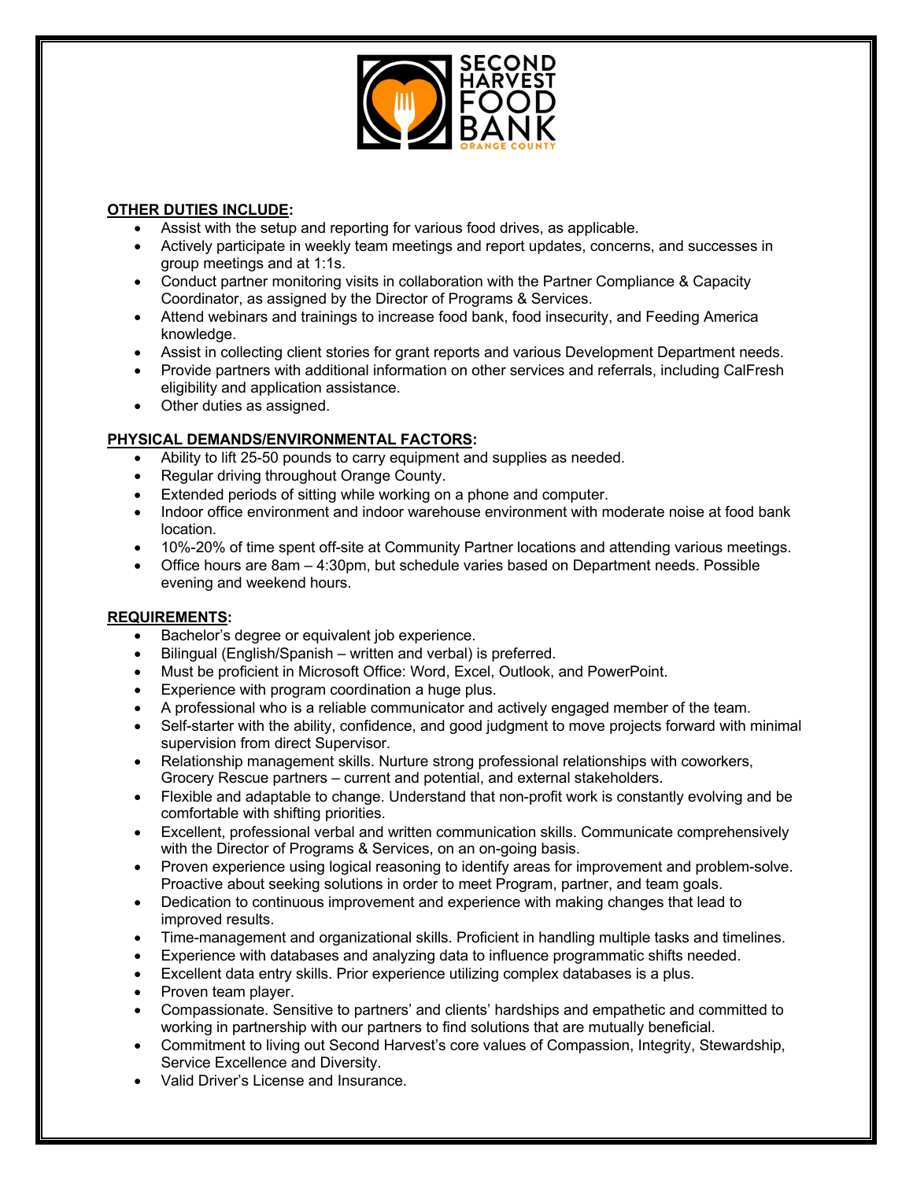## OTHER DUTIES INCLUDE:

- Assist with the setup and reporting for various food drives, as applicable.
- Actively participate in weekly team meetings and report updates, concerns, and successes in group meetings and at 1:1s.
- Conduct partner monitoring visits in collaboration with the Partner Compliance & Capacity Coordinator, as assigned by the Director of Programs & Services.
- Attend webinars and trainings to increase food bank, food insecurity, and Feeding America knowledge.
- Assist in collecting client stories for grant reports and various Development Department needs.
- Provide partners with additional information on other services and referrals, including CalFresh eligibility and application assistance.
- Other duties as assigned.

## PHYSICAL DEMANDS/ENVIRONMENTAL FACTORS:

- Ability to lift 25-50 pounds to carry equipment and supplies as needed.
- Regular driving throughout Orange County.
- Extended periods of sitting while working on a phone and computer.
- Indoor office environment and indoor warehouse environment with moderate noise at food bank location.
- 10%-20% of time spent off-site at Community Partner locations and attending various meetings.
- Office hours are 8am – 4:30pm, but schedule varies based on Department needs. Possible evening and weekend hours.

## REQUIREMENTS:

- Bachelor's degree or equivalent job experience.
- Bilingual (English/Spanish – written and verbal) is preferred.
- Must be proficient in Microsoft Office: Word, Excel, Outlook, and PowerPoint.
- Experience with program coordination a huge plus.
- A professional who is a reliable communicator and actively engaged member of the team.
- Self-starter with the ability, confidence, and good judgment to move projects forward with minimal supervision from direct Supervisor.
- Relationship management skills. Nurture strong professional relationships with coworkers, Grocery Rescue partners – current and potential, and external stakeholders.
- Flexible and adaptable to change. Understand that non-profit work is constantly evolving and be comfortable with shifting priorities.
- Excellent, professional verbal and written communication skills. Communicate comprehensively with the Director of Programs & Services, on an on-going basis.
- Proven experience using logical reasoning to identify areas for improvement and problem-solve. Proactive about seeking solutions in order to meet Program, partner, and team goals.
- Dedication to continuous improvement and experience with making changes that lead to improved results.
- Time-management and organizational skills. Proficient in handling multiple tasks and timelines.
- Experience with databases and analyzing data to influence programmatic shifts needed.
- Excellent data entry skills. Prior experience utilizing complex databases is a plus.
- Proven team player.
- Compassionate. Sensitive to partners' and clients' hardships and empathetic and committed to working in partnership with our partners to find solutions that are mutually beneficial.
- Commitment to living out Second Harvest's core values of Compassion, Integrity, Stewardship, Service Excellence and Diversity.
- Valid Driver's License and Insurance.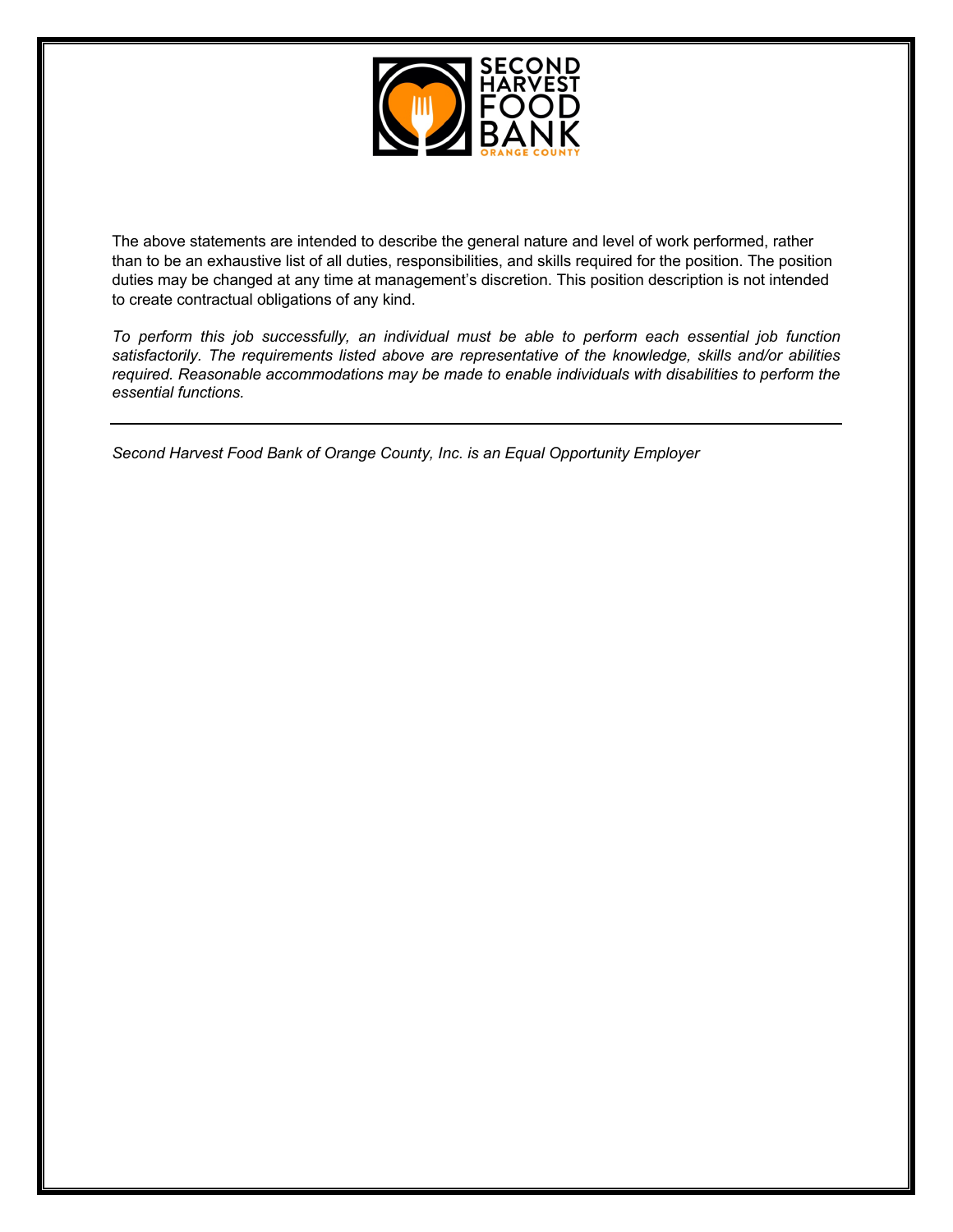The above statements are intended to describe the general nature and level of work performed, rather than to be an exhaustive list of all duties, responsibilities, and skills required for the position. The position duties may be changed at any time at management's discretion. This position description is not intended to create contractual obligations of any kind.

*To perform this job successfully, an individual must be able to perform each essential job function satisfactorily. The requirements listed above are representative of the knowledge, skills and/or abilities required. Reasonable accommodations may be made to enable individuals with disabilities to perform the essential functions.*

---

*Second Harvest Food Bank of Orange County, Inc. is an Equal Opportunity Employer*